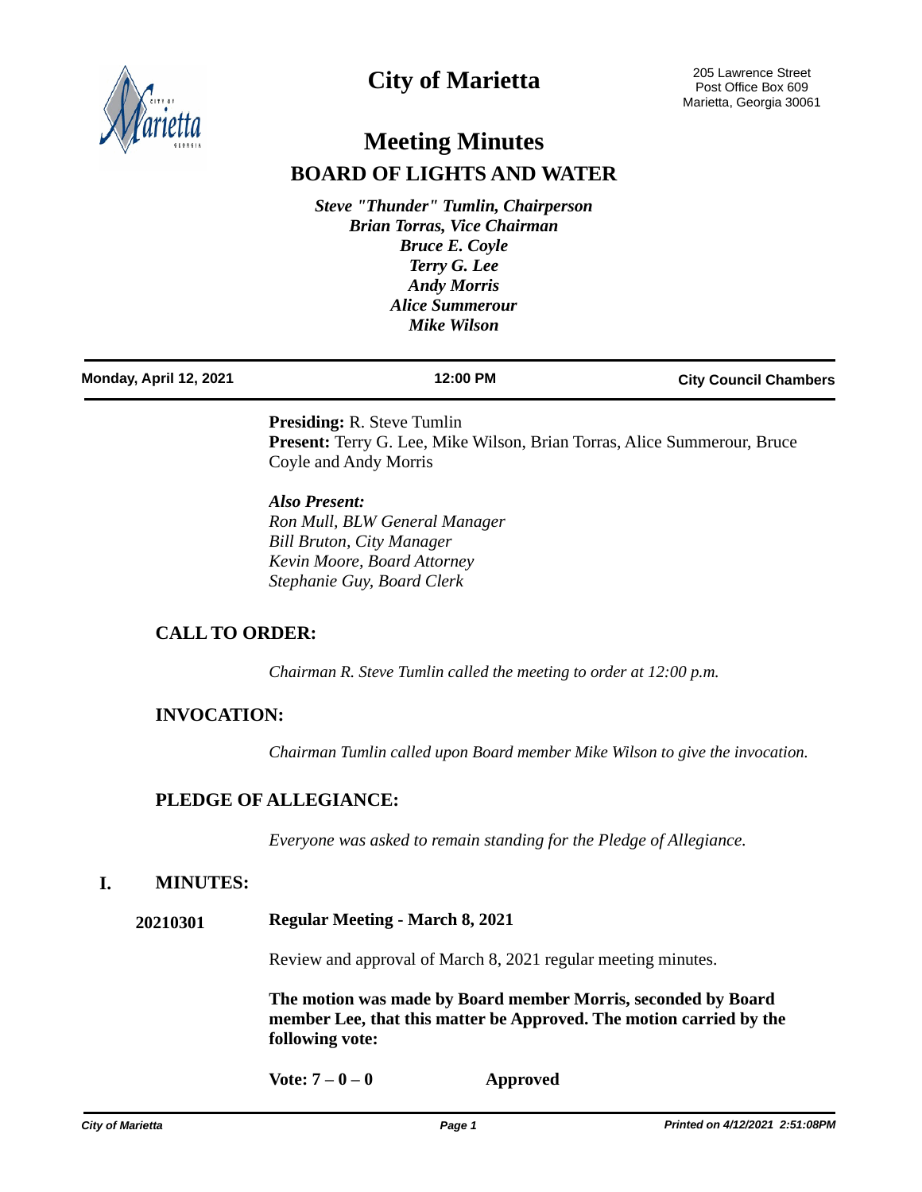# City of Marietta

205 Lawrence Street
Post Office Box 609
Marietta, Georgia 30061

## Meeting Minutes
## BOARD OF LIGHTS AND WATER

*Steve "Thunder" Tumlin, Chairperson*
*Brian Torras, Vice Chairman*
*Bruce E. Coyle*
*Terry G. Lee*
*Andy Morris*
*Alice Summerour*
*Mike Wilson*

**Monday, April 12, 2021** | **12:00 PM** | **City Council Chambers**

**Presiding:** R. Steve Tumlin
**Present:** Terry G. Lee, Mike Wilson, Brian Torras, Alice Summerour, Bruce Coyle and Andy Morris

***Also Present:***
*Ron Mull, BLW General Manager*
*Bill Bruton, City Manager*
*Kevin Moore, Board Attorney*
*Stephanie Guy, Board Clerk*

### CALL TO ORDER:

*Chairman R. Steve Tumlin called the meeting to order at 12:00 p.m.*

### INVOCATION:

*Chairman Tumlin called upon Board member Mike Wilson to give the invocation.*

### PLEDGE OF ALLEGIANCE:

*Everyone was asked to remain standing for the Pledge of Allegiance.*

### I. MINUTES:

**20210301** **Regular Meeting - March 8, 2021**

Review and approval of March 8, 2021 regular meeting minutes.

**The motion was made by Board member Morris, seconded by Board member Lee, that this matter be Approved. The motion carried by the following vote:**

**Vote: 7 – 0 – 0** **Approved**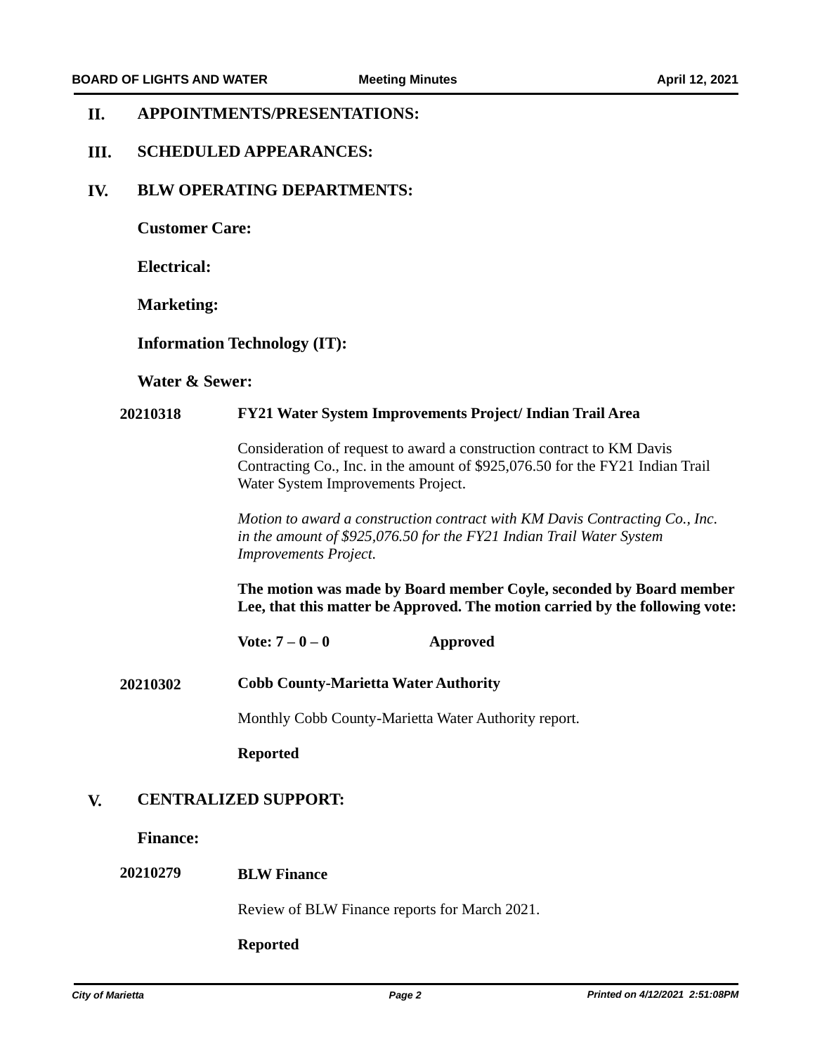## II. APPOINTMENTS/PRESENTATIONS:

## III. SCHEDULED APPEARANCES:

## IV. BLW OPERATING DEPARTMENTS:

### Customer Care:

### Electrical:

### Marketing:

### Information Technology (IT):

### Water & Sewer:

**20210318** **FY21 Water System Improvements Project/ Indian Trail Area**

Consideration of request to award a construction contract to KM Davis Contracting Co., Inc. in the amount of $925,076.50 for the FY21 Indian Trail Water System Improvements Project.

*Motion to award a construction contract with KM Davis Contracting Co., Inc. in the amount of $925,076.50 for the FY21 Indian Trail Water System Improvements Project.*

**The motion was made by Board member Coyle, seconded by Board member Lee, that this matter be Approved. The motion carried by the following vote:**

**Vote: 7 – 0 – 0** **Approved**

**20210302** **Cobb County-Marietta Water Authority**

Monthly Cobb County-Marietta Water Authority report.

**Reported**

## V. CENTRALIZED SUPPORT:

### Finance:

**20210279** **BLW Finance**

Review of BLW Finance reports for March 2021.

**Reported**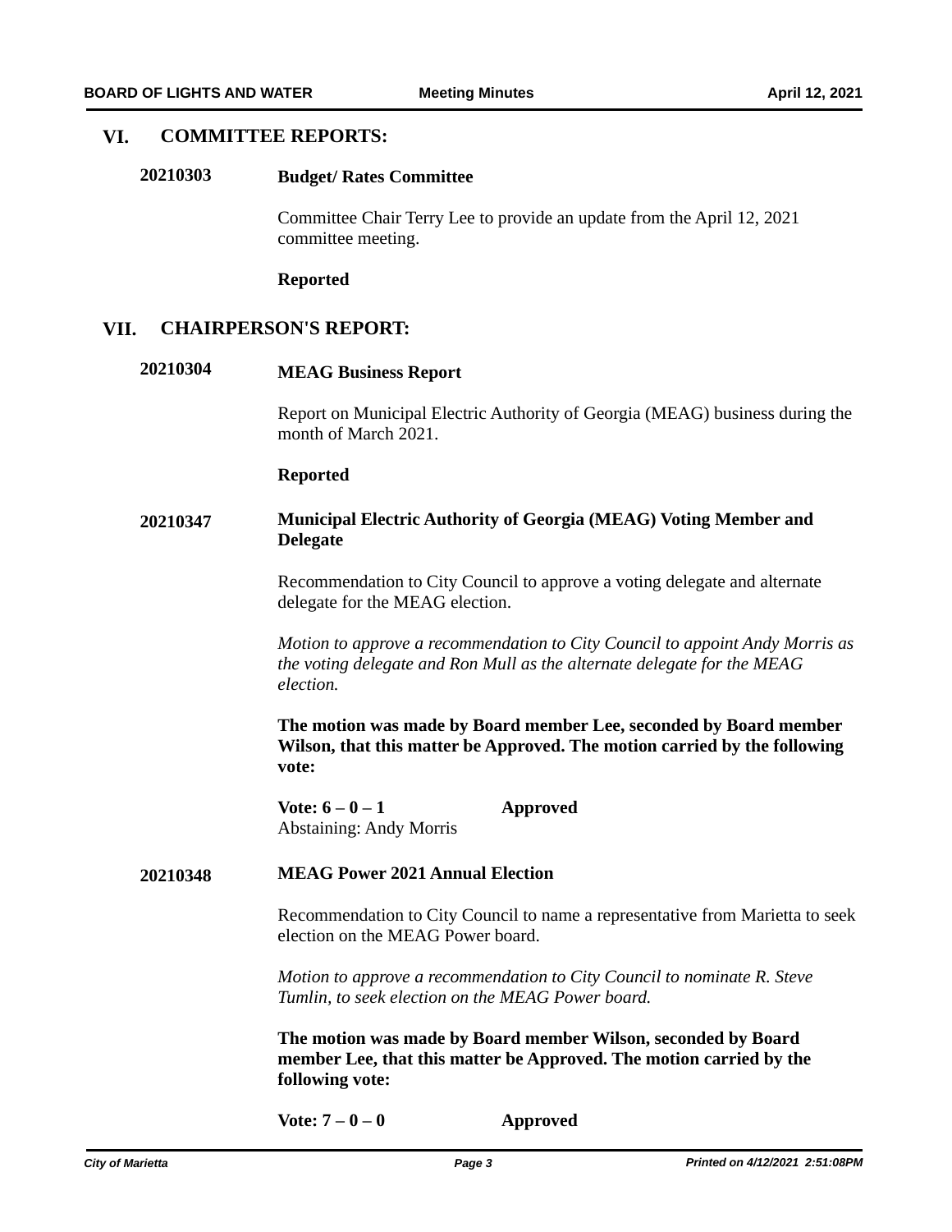## VI. COMMITTEE REPORTS:

**20210303** **Budget/ Rates Committee**

Committee Chair Terry Lee to provide an update from the April 12, 2021 committee meeting.

**Reported**

## VII. CHAIRPERSON'S REPORT:

**20210304** **MEAG Business Report**

Report on Municipal Electric Authority of Georgia (MEAG) business during the month of March 2021.

**Reported**

**20210347** **Municipal Electric Authority of Georgia (MEAG) Voting Member and Delegate**

Recommendation to City Council to approve a voting delegate and alternate delegate for the MEAG election.

*Motion to approve a recommendation to City Council to appoint Andy Morris as the voting delegate and Ron Mull as the alternate delegate for the MEAG election.*

**The motion was made by Board member Lee, seconded by Board member Wilson, that this matter be Approved. The motion carried by the following vote:**

**Vote: 6 – 0 – 1** **Approved**

Abstaining: Andy Morris

**20210348** **MEAG Power 2021 Annual Election**

Recommendation to City Council to name a representative from Marietta to seek election on the MEAG Power board.

*Motion to approve a recommendation to City Council to nominate R. Steve Tumlin, to seek election on the MEAG Power board.*

**The motion was made by Board member Wilson, seconded by Board member Lee, that this matter be Approved. The motion carried by the following vote:**

**Vote: 7 – 0 – 0** **Approved**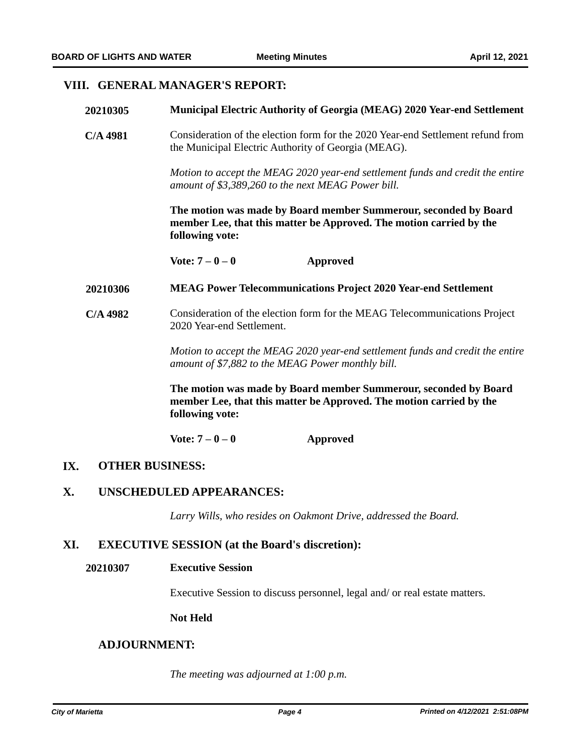## VIII. GENERAL MANAGER'S REPORT:

**20210305** **Municipal Electric Authority of Georgia (MEAG) 2020 Year-end Settlement**

**C/A 4981** Consideration of the election form for the 2020 Year-end Settlement refund from the Municipal Electric Authority of Georgia (MEAG).

*Motion to accept the MEAG 2020 year-end settlement funds and credit the entire amount of $3,389,260 to the next MEAG Power bill.*

**The motion was made by Board member Summerour, seconded by Board member Lee, that this matter be Approved. The motion carried by the following vote:**

**Vote: 7 – 0 – 0** **Approved**

**20210306** **MEAG Power Telecommunications Project 2020 Year-end Settlement**

**C/A 4982** Consideration of the election form for the MEAG Telecommunications Project 2020 Year-end Settlement.

*Motion to accept the MEAG 2020 year-end settlement funds and credit the entire amount of $7,882 to the MEAG Power monthly bill.*

**The motion was made by Board member Summerour, seconded by Board member Lee, that this matter be Approved. The motion carried by the following vote:**

**Vote: 7 – 0 – 0** **Approved**

## IX. OTHER BUSINESS:

## X. UNSCHEDULED APPEARANCES:

*Larry Wills, who resides on Oakmont Drive, addressed the Board.*

## XI. EXECUTIVE SESSION (at the Board's discretion):

**20210307** **Executive Session**

Executive Session to discuss personnel, legal and/ or real estate matters.

**Not Held**

## ADJOURNMENT:

*The meeting was adjourned at 1:00 p.m.*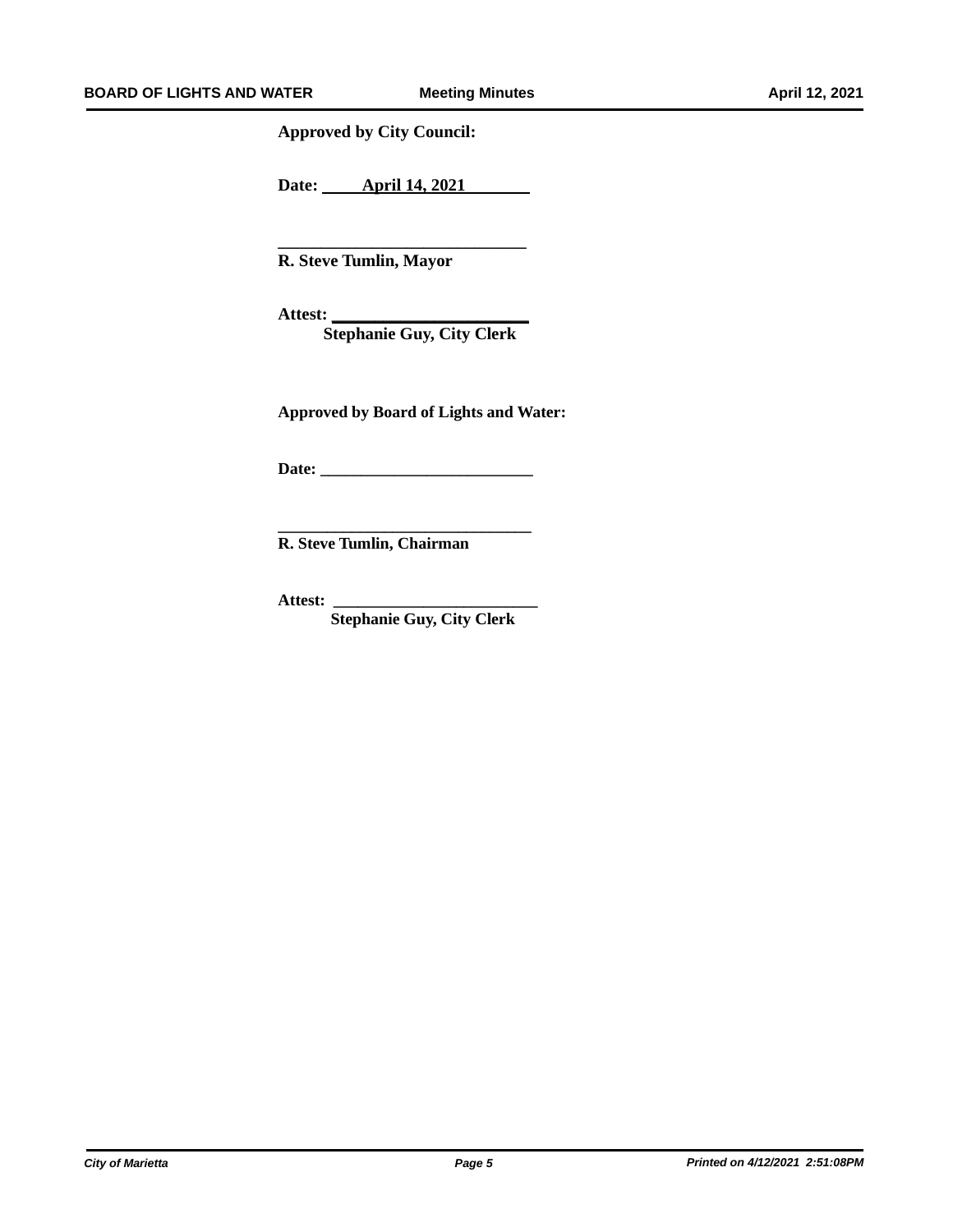**Approved by City Council:**

**Date: April 14, 2021**

______________________________
**R. Steve Tumlin, Mayor**

**Attest: ______________________**
**Stephanie Guy, City Clerk**

**Approved by Board of Lights and Water:**

**Date: __________________________**

_______________________________
**R. Steve Tumlin, Chairman**

**Attest: _________________________**
**Stephanie Guy, City Clerk**